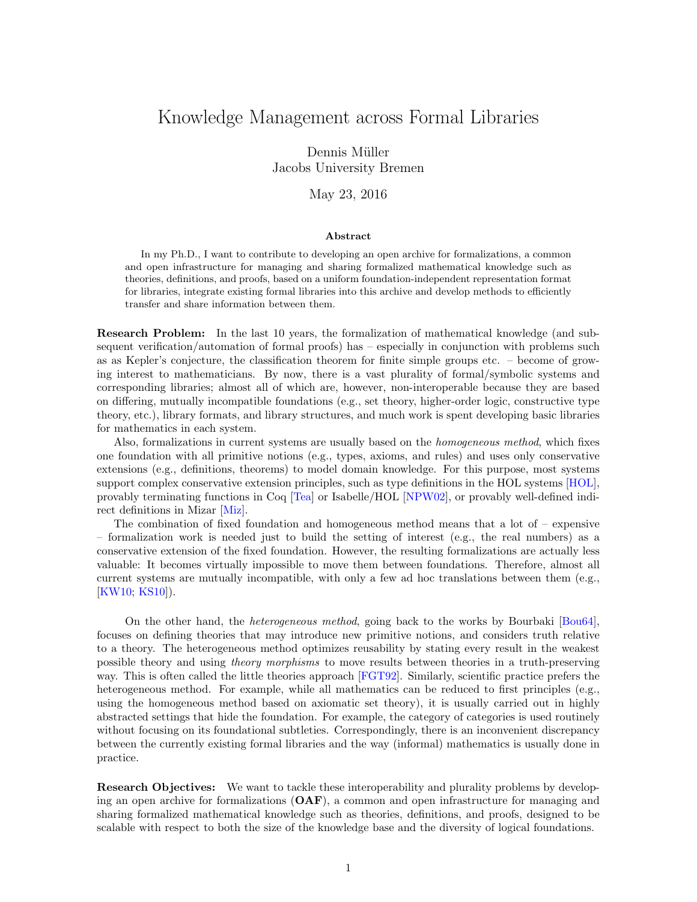# Knowledge Management across Formal Libraries

Dennis Müller
Jacobs University Bremen

May 23, 2016

### Abstract

In my Ph.D., I want to contribute to developing an open archive for formalizations, a common and open infrastructure for managing and sharing formalized mathematical knowledge such as theories, definitions, and proofs, based on a uniform foundation-independent representation format for libraries, integrate existing formal libraries into this archive and develop methods to efficiently transfer and share information between them.

**Research Problem:** In the last 10 years, the formalization of mathematical knowledge (and subsequent verification/automation of formal proofs) has – especially in conjunction with problems such as as Kepler's conjecture, the classification theorem for finite simple groups etc. – become of growing interest to mathematicians. By now, there is a vast plurality of formal/symbolic systems and corresponding libraries; almost all of which are, however, non-interoperable because they are based on differing, mutually incompatible foundations (e.g., set theory, higher-order logic, constructive type theory, etc.), library formats, and library structures, and much work is spent developing basic libraries for mathematics in each system.

Also, formalizations in current systems are usually based on the *homogeneous method*, which fixes one foundation with all primitive notions (e.g., types, axioms, and rules) and uses only conservative extensions (e.g., definitions, theorems) to model domain knowledge. For this purpose, most systems support complex conservative extension principles, such as type definitions in the HOL systems [HOL], provably terminating functions in Coq [Tea] or Isabelle/HOL [NPW02], or provably well-defined indirect definitions in Mizar [Miz].

The combination of fixed foundation and homogeneous method means that a lot of – expensive – formalization work is needed just to build the setting of interest (e.g., the real numbers) as a conservative extension of the fixed foundation. However, the resulting formalizations are actually less valuable: It becomes virtually impossible to move them between foundations. Therefore, almost all current systems are mutually incompatible, with only a few ad hoc translations between them (e.g., [KW10; KS10]).

On the other hand, the *heterogeneous method*, going back to the works by Bourbaki [Bou64], focuses on defining theories that may introduce new primitive notions, and considers truth relative to a theory. The heterogeneous method optimizes reusability by stating every result in the weakest possible theory and using *theory morphisms* to move results between theories in a truth-preserving way. This is often called the little theories approach [FGT92]. Similarly, scientific practice prefers the heterogeneous method. For example, while all mathematics can be reduced to first principles (e.g., using the homogeneous method based on axiomatic set theory), it is usually carried out in highly abstracted settings that hide the foundation. For example, the category of categories is used routinely without focusing on its foundational subtleties. Correspondingly, there is an inconvenient discrepancy between the currently existing formal libraries and the way (informal) mathematics is usually done in practice.

**Research Objectives:** We want to tackle these interoperability and plurality problems by developing an open archive for formalizations (**OAF**), a common and open infrastructure for managing and sharing formalized mathematical knowledge such as theories, definitions, and proofs, designed to be scalable with respect to both the size of the knowledge base and the diversity of logical foundations.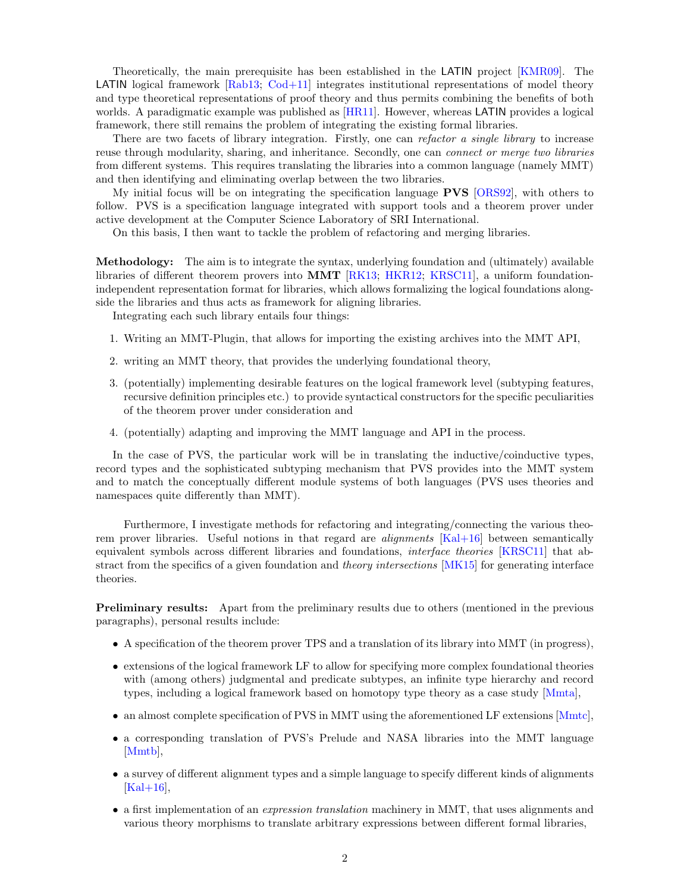Theoretically, the main prerequisite has been established in the LATIN project [KMR09]. The LATIN logical framework [Rab13; Cod+11] integrates institutional representations of model theory and type theoretical representations of proof theory and thus permits combining the benefits of both worlds. A paradigmatic example was published as [HR11]. However, whereas LATIN provides a logical framework, there still remains the problem of integrating the existing formal libraries.

There are two facets of library integration. Firstly, one can *refactor a single library* to increase reuse through modularity, sharing, and inheritance. Secondly, one can *connect or merge two libraries* from different systems. This requires translating the libraries into a common language (namely MMT) and then identifying and eliminating overlap between the two libraries.

My initial focus will be on integrating the specification language **PVS** [ORS92], with others to follow. PVS is a specification language integrated with support tools and a theorem prover under active development at the Computer Science Laboratory of SRI International.

On this basis, I then want to tackle the problem of refactoring and merging libraries.

**Methodology:** The aim is to integrate the syntax, underlying foundation and (ultimately) available libraries of different theorem provers into **MMT** [RK13; HKR12; KRSC11], a uniform foundation-independent representation format for libraries, which allows formalizing the logical foundations alongside the libraries and thus acts as framework for aligning libraries.

Integrating each such library entails four things:

1. Writing an MMT-Plugin, that allows for importing the existing archives into the MMT API,
2. writing an MMT theory, that provides the underlying foundational theory,
3. (potentially) implementing desirable features on the logical framework level (subtyping features, recursive definition principles etc.) to provide syntactical constructors for the specific peculiarities of the theorem prover under consideration and
4. (potentially) adapting and improving the MMT language and API in the process.

In the case of PVS, the particular work will be in translating the inductive/coinductive types, record types and the sophisticated subtyping mechanism that PVS provides into the MMT system and to match the conceptually different module systems of both languages (PVS uses theories and namespaces quite differently than MMT).

Furthermore, I investigate methods for refactoring and integrating/connecting the various theorem prover libraries. Useful notions in that regard are *alignments* [Kal+16] between semantically equivalent symbols across different libraries and foundations, *interface theories* [KRSC11] that abstract from the specifics of a given foundation and *theory intersections* [MK15] for generating interface theories.

**Preliminary results:** Apart from the preliminary results due to others (mentioned in the previous paragraphs), personal results include:

- A specification of the theorem prover TPS and a translation of its library into MMT (in progress),
- extensions of the logical framework LF to allow for specifying more complex foundational theories with (among others) judgmental and predicate subtypes, an infinite type hierarchy and record types, including a logical framework based on homotopy type theory as a case study [Mmta],
- an almost complete specification of PVS in MMT using the aforementioned LF extensions [Mmtc],
- a corresponding translation of PVS's Prelude and NASA libraries into the MMT language [Mmtb],
- a survey of different alignment types and a simple language to specify different kinds of alignments [Kal+16],
- a first implementation of an *expression translation* machinery in MMT, that uses alignments and various theory morphisms to translate arbitrary expressions between different formal libraries,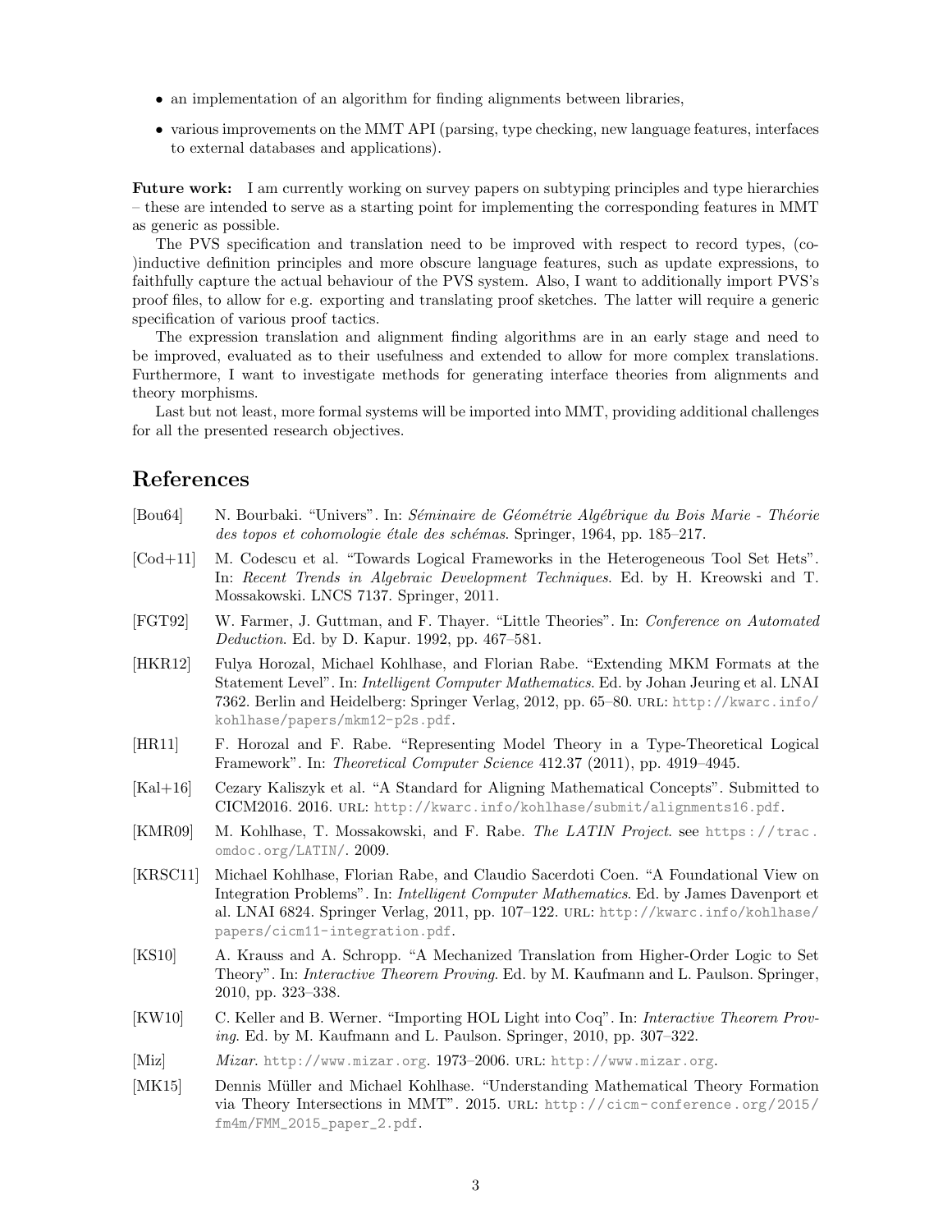- an implementation of an algorithm for finding alignments between libraries,
- various improvements on the MMT API (parsing, type checking, new language features, interfaces to external databases and applications).

**Future work:** I am currently working on survey papers on subtyping principles and type hierarchies – these are intended to serve as a starting point for implementing the corresponding features in MMT as generic as possible.

The PVS specification and translation need to be improved with respect to record types, (co-)inductive definition principles and more obscure language features, such as update expressions, to faithfully capture the actual behaviour of the PVS system. Also, I want to additionally import PVS's proof files, to allow for e.g. exporting and translating proof sketches. The latter will require a generic specification of various proof tactics.

The expression translation and alignment finding algorithms are in an early stage and need to be improved, evaluated as to their usefulness and extended to allow for more complex translations. Furthermore, I want to investigate methods for generating interface theories from alignments and theory morphisms.

Last but not least, more formal systems will be imported into MMT, providing additional challenges for all the presented research objectives.

## References

[Bou64] N. Bourbaki. "Univers". In: *Séminaire de Géométrie Algébrique du Bois Marie - Théorie des topos et cohomologie étale des schémas*. Springer, 1964, pp. 185–217.

[Cod+11] M. Codescu et al. "Towards Logical Frameworks in the Heterogeneous Tool Set Hets". In: *Recent Trends in Algebraic Development Techniques*. Ed. by H. Kreowski and T. Mossakowski. LNCS 7137. Springer, 2011.

[FGT92] W. Farmer, J. Guttman, and F. Thayer. "Little Theories". In: *Conference on Automated Deduction*. Ed. by D. Kapur. 1992, pp. 467–581.

[HKR12] Fulya Horozal, Michael Kohlhase, and Florian Rabe. "Extending MKM Formats at the Statement Level". In: *Intelligent Computer Mathematics*. Ed. by Johan Jeuring et al. LNAI 7362. Berlin and Heidelberg: Springer Verlag, 2012, pp. 65–80. URL: http://kwarc.info/kohlhase/papers/mkm12-p2s.pdf.

[HR11] F. Horozal and F. Rabe. "Representing Model Theory in a Type-Theoretical Logical Framework". In: *Theoretical Computer Science* 412.37 (2011), pp. 4919–4945.

[Kal+16] Cezary Kaliszyk et al. "A Standard for Aligning Mathematical Concepts". Submitted to CICM2016. 2016. URL: http://kwarc.info/kohlhase/submit/alignments16.pdf.

[KMR09] M. Kohlhase, T. Mossakowski, and F. Rabe. *The LATIN Project*. see https://trac.omdoc.org/LATIN/. 2009.

[KRSC11] Michael Kohlhase, Florian Rabe, and Claudio Sacerdoti Coen. "A Foundational View on Integration Problems". In: *Intelligent Computer Mathematics*. Ed. by James Davenport et al. LNAI 6824. Springer Verlag, 2011, pp. 107–122. URL: http://kwarc.info/kohlhase/papers/cicm11-integration.pdf.

[KS10] A. Krauss and A. Schropp. "A Mechanized Translation from Higher-Order Logic to Set Theory". In: *Interactive Theorem Proving*. Ed. by M. Kaufmann and L. Paulson. Springer, 2010, pp. 323–338.

[KW10] C. Keller and B. Werner. "Importing HOL Light into Coq". In: *Interactive Theorem Proving*. Ed. by M. Kaufmann and L. Paulson. Springer, 2010, pp. 307–322.

[Miz] *Mizar*. http://www.mizar.org. 1973–2006. URL: http://www.mizar.org.

[MK15] Dennis Müller and Michael Kohlhase. "Understanding Mathematical Theory Formation via Theory Intersections in MMT". 2015. URL: http://cicm-conference.org/2015/fm4m/FMM_2015_paper_2.pdf.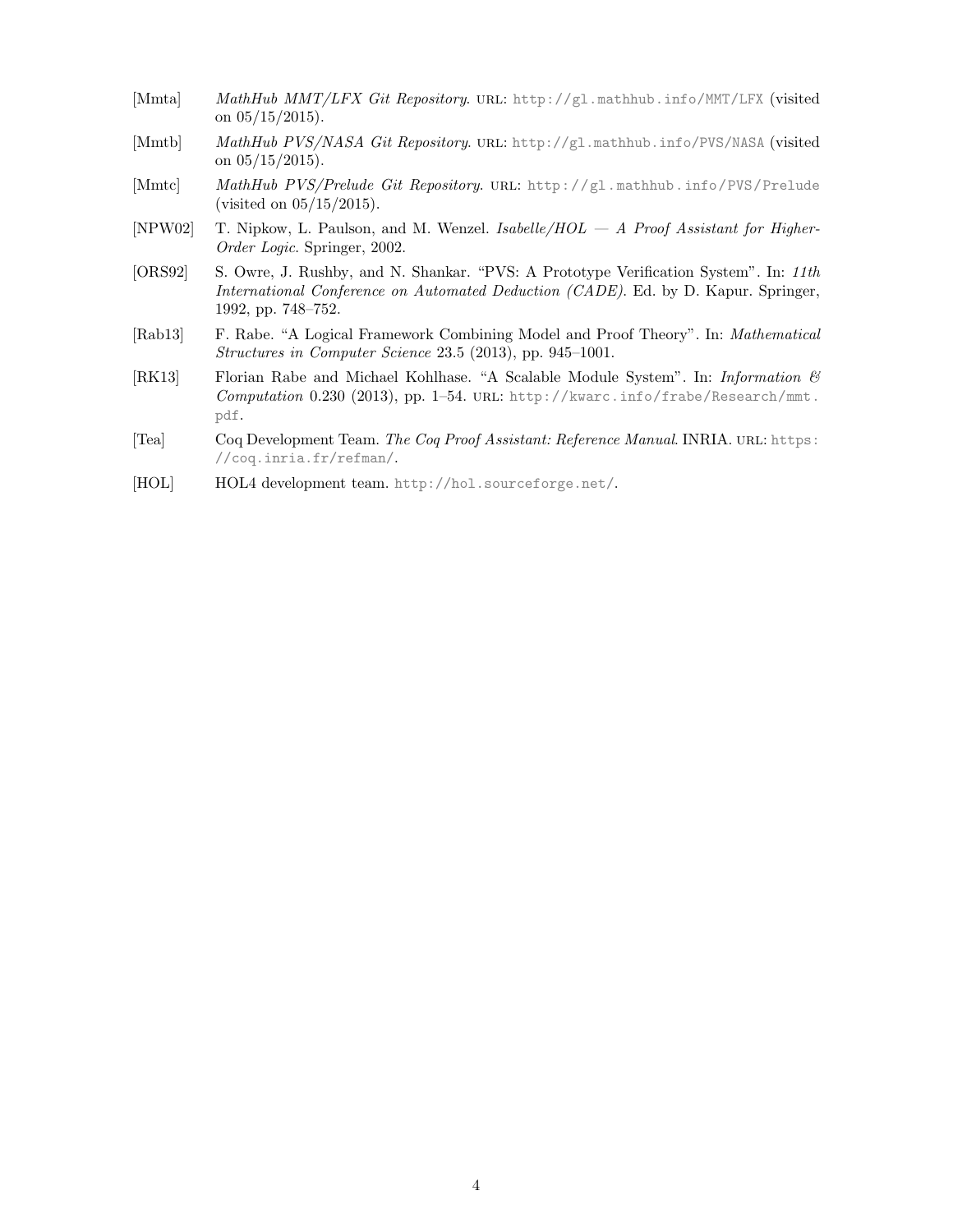[Mmta] *MathHub MMT/LFX Git Repository*. URL: http://gl.mathhub.info/MMT/LFX (visited on 05/15/2015).

[Mmtb] *MathHub PVS/NASA Git Repository*. URL: http://gl.mathhub.info/PVS/NASA (visited on 05/15/2015).

[Mmtc] *MathHub PVS/Prelude Git Repository*. URL: http://gl.mathhub.info/PVS/Prelude (visited on 05/15/2015).

[NPW02] T. Nipkow, L. Paulson, and M. Wenzel. *Isabelle/HOL — A Proof Assistant for Higher-Order Logic*. Springer, 2002.

[ORS92] S. Owre, J. Rushby, and N. Shankar. "PVS: A Prototype Verification System". In: *11th International Conference on Automated Deduction (CADE)*. Ed. by D. Kapur. Springer, 1992, pp. 748–752.

[Rab13] F. Rabe. "A Logical Framework Combining Model and Proof Theory". In: *Mathematical Structures in Computer Science* 23.5 (2013), pp. 945–1001.

[RK13] Florian Rabe and Michael Kohlhase. "A Scalable Module System". In: *Information & Computation* 0.230 (2013), pp. 1–54. URL: http://kwarc.info/frabe/Research/mmt.pdf.

[Tea] Coq Development Team. *The Coq Proof Assistant: Reference Manual*. INRIA. URL: https://coq.inria.fr/refman/.

[HOL] HOL4 development team. http://hol.sourceforge.net/.